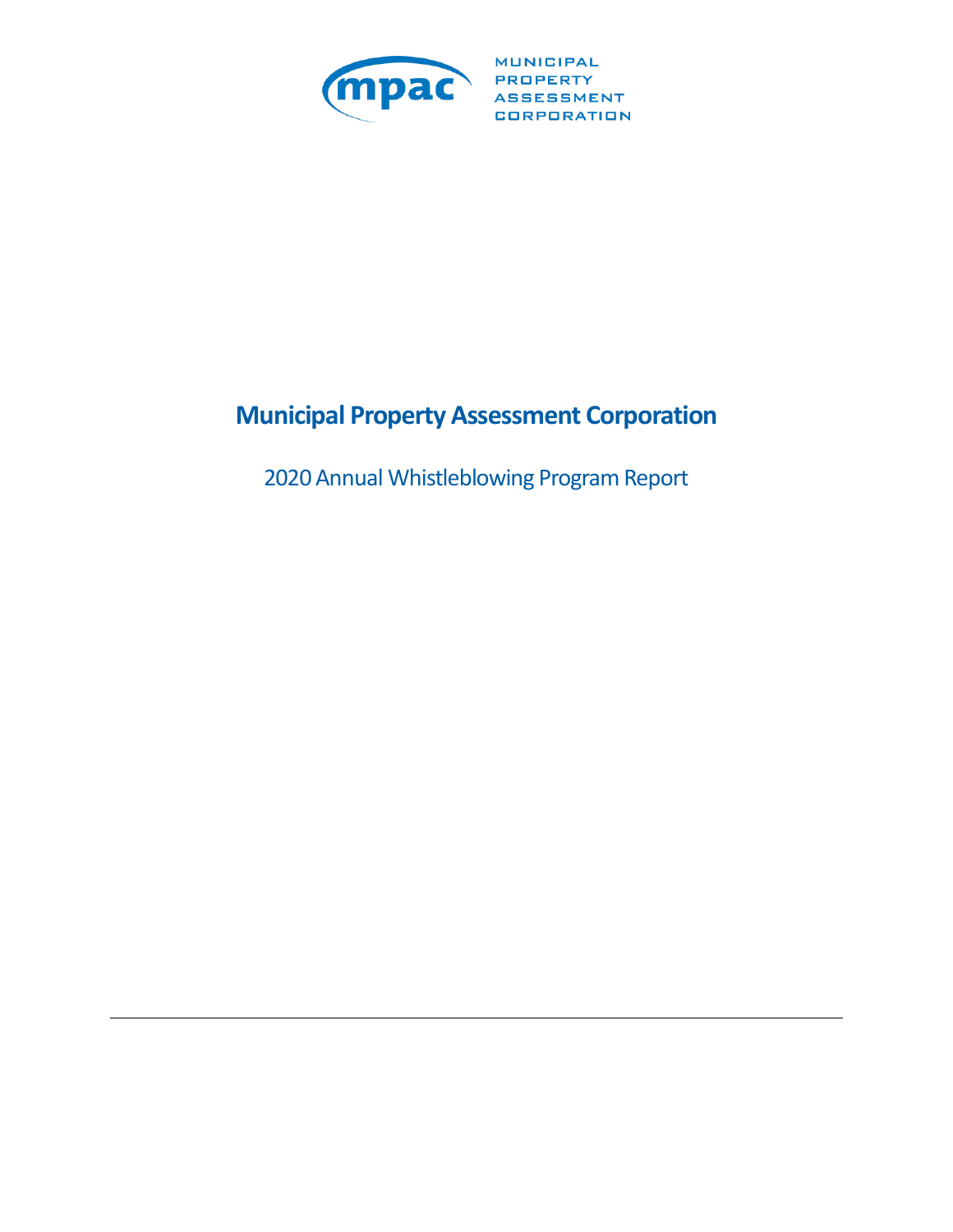MUNICIPAL PROPERTY ASSESSMENT CORPORATION

# Municipal Property Assessment Corporation

2020 Annual Whistleblowing Program Report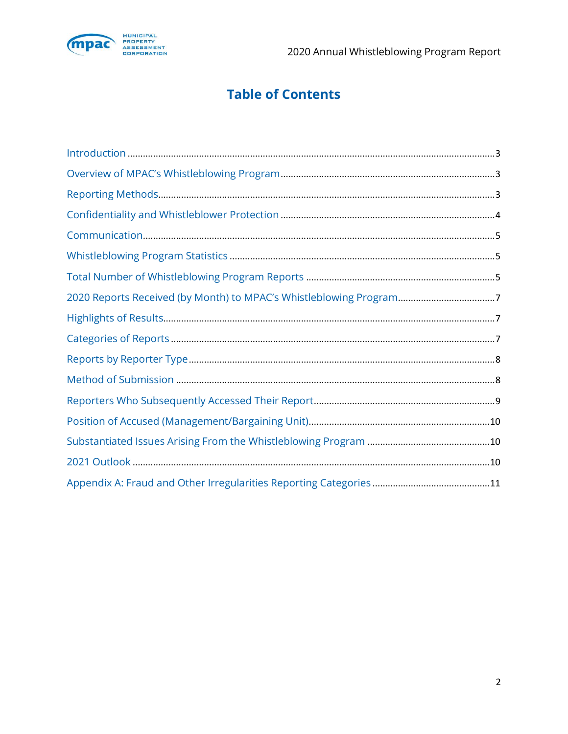# Table of Contents

Introduction ...... 3

Overview of MPAC's Whistleblowing Program ...... 3

Reporting Methods ...... 3

Confidentiality and Whistleblower Protection ...... 4

Communication ...... 5

Whistleblowing Program Statistics ...... 5

Total Number of Whistleblowing Program Reports ...... 5

2020 Reports Received (by Month) to MPAC's Whistleblowing Program ...... 7

Highlights of Results ...... 7

Categories of Reports ...... 7

Reports by Reporter Type ...... 8

Method of Submission ...... 8

Reporters Who Subsequently Accessed Their Report ...... 9

Position of Accused (Management/Bargaining Unit) ...... 10

Substantiated Issues Arising From the Whistleblowing Program ...... 10

2021 Outlook ...... 10

Appendix A: Fraud and Other Irregularities Reporting Categories ...... 11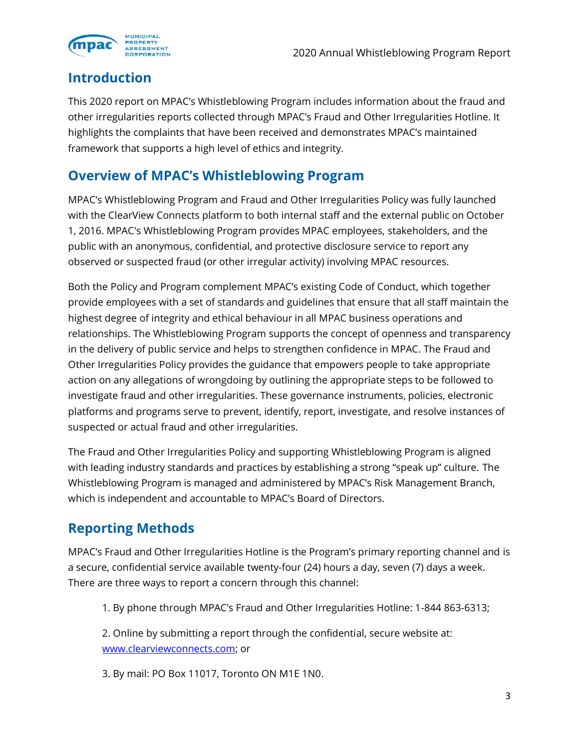## Introduction

This 2020 report on MPAC's Whistleblowing Program includes information about the fraud and other irregularities reports collected through MPAC's Fraud and Other Irregularities Hotline. It highlights the complaints that have been received and demonstrates MPAC's maintained framework that supports a high level of ethics and integrity.

## Overview of MPAC's Whistleblowing Program

MPAC's Whistleblowing Program and Fraud and Other Irregularities Policy was fully launched with the ClearView Connects platform to both internal staff and the external public on October 1, 2016. MPAC's Whistleblowing Program provides MPAC employees, stakeholders, and the public with an anonymous, confidential, and protective disclosure service to report any observed or suspected fraud (or other irregular activity) involving MPAC resources.

Both the Policy and Program complement MPAC's existing Code of Conduct, which together provide employees with a set of standards and guidelines that ensure that all staff maintain the highest degree of integrity and ethical behaviour in all MPAC business operations and relationships. The Whistleblowing Program supports the concept of openness and transparency in the delivery of public service and helps to strengthen confidence in MPAC. The Fraud and Other Irregularities Policy provides the guidance that empowers people to take appropriate action on any allegations of wrongdoing by outlining the appropriate steps to be followed to investigate fraud and other irregularities. These governance instruments, policies, electronic platforms and programs serve to prevent, identify, report, investigate, and resolve instances of suspected or actual fraud and other irregularities.

The Fraud and Other Irregularities Policy and supporting Whistleblowing Program is aligned with leading industry standards and practices by establishing a strong "speak up" culture. The Whistleblowing Program is managed and administered by MPAC's Risk Management Branch, which is independent and accountable to MPAC's Board of Directors.

## Reporting Methods

MPAC's Fraud and Other Irregularities Hotline is the Program's primary reporting channel and is a secure, confidential service available twenty-four (24) hours a day, seven (7) days a week. There are three ways to report a concern through this channel:

1. By phone through MPAC's Fraud and Other Irregularities Hotline: 1-844 863-6313;

2. Online by submitting a report through the confidential, secure website at: [www.clearviewconnects.com](http://www.clearviewconnects.com); or

3. By mail: PO Box 11017, Toronto ON M1E 1N0.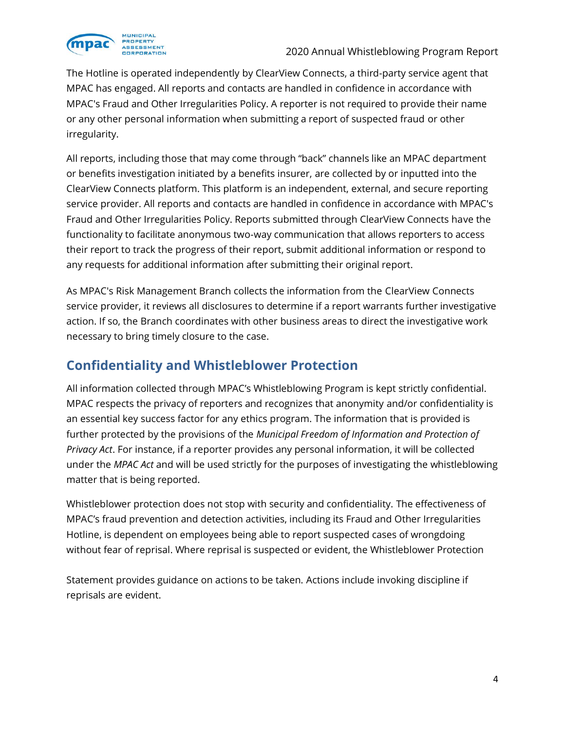The Hotline is operated independently by ClearView Connects, a third-party service agent that MPAC has engaged. All reports and contacts are handled in confidence in accordance with MPAC's Fraud and Other Irregularities Policy. A reporter is not required to provide their name or any other personal information when submitting a report of suspected fraud or other irregularity.

All reports, including those that may come through "back" channels like an MPAC department or benefits investigation initiated by a benefits insurer, are collected by or inputted into the ClearView Connects platform. This platform is an independent, external, and secure reporting service provider. All reports and contacts are handled in confidence in accordance with MPAC's Fraud and Other Irregularities Policy. Reports submitted through ClearView Connects have the functionality to facilitate anonymous two-way communication that allows reporters to access their report to track the progress of their report, submit additional information or respond to any requests for additional information after submitting their original report.

As MPAC's Risk Management Branch collects the information from the ClearView Connects service provider, it reviews all disclosures to determine if a report warrants further investigative action. If so, the Branch coordinates with other business areas to direct the investigative work necessary to bring timely closure to the case.

## Confidentiality and Whistleblower Protection

All information collected through MPAC's Whistleblowing Program is kept strictly confidential. MPAC respects the privacy of reporters and recognizes that anonymity and/or confidentiality is an essential key success factor for any ethics program. The information that is provided is further protected by the provisions of the *Municipal Freedom of Information and Protection of Privacy Act*. For instance, if a reporter provides any personal information, it will be collected under the *MPAC Act* and will be used strictly for the purposes of investigating the whistleblowing matter that is being reported.

Whistleblower protection does not stop with security and confidentiality. The effectiveness of MPAC's fraud prevention and detection activities, including its Fraud and Other Irregularities Hotline, is dependent on employees being able to report suspected cases of wrongdoing without fear of reprisal. Where reprisal is suspected or evident, the Whistleblower Protection Statement provides guidance on actions to be taken. Actions include invoking discipline if reprisals are evident.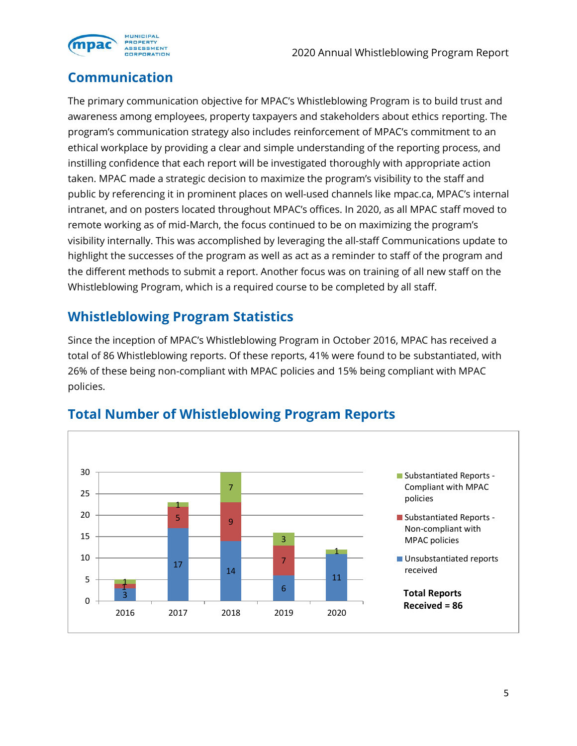## Communication

The primary communication objective for MPAC's Whistleblowing Program is to build trust and awareness among employees, property taxpayers and stakeholders about ethics reporting. The program's communication strategy also includes reinforcement of MPAC's commitment to an ethical workplace by providing a clear and simple understanding of the reporting process, and instilling confidence that each report will be investigated thoroughly with appropriate action taken. MPAC made a strategic decision to maximize the program's visibility to the staff and public by referencing it in prominent places on well-used channels like mpac.ca, MPAC's internal intranet, and on posters located throughout MPAC's offices. In 2020, as all MPAC staff moved to remote working as of mid-March, the focus continued to be on maximizing the program's visibility internally. This was accomplished by leveraging the all-staff Communications update to highlight the successes of the program as well as act as a reminder to staff of the program and the different methods to submit a report. Another focus was on training of all new staff on the Whistleblowing Program, which is a required course to be completed by all staff.

## Whistleblowing Program Statistics

Since the inception of MPAC's Whistleblowing Program in October 2016, MPAC has received a total of 86 Whistleblowing reports. Of these reports, 41% were found to be substantiated, with 26% of these being non-compliant with MPAC policies and 15% being compliant with MPAC policies.

## Total Number of Whistleblowing Program Reports

| Year | Unsubstantiated reports received | Substantiated Reports - Non-compliant with MPAC policies | Substantiated Reports - Compliant with MPAC policies |
|---|---|---|---|
| 2016 | 3 | 1 | 1 |
| 2017 | 17 | 5 | 1 |
| 2018 | 14 | 9 | 7 |
| 2019 | 6 | 7 | 3 |
| 2020 | 11 | | 1 |

**Total Reports Received = 86**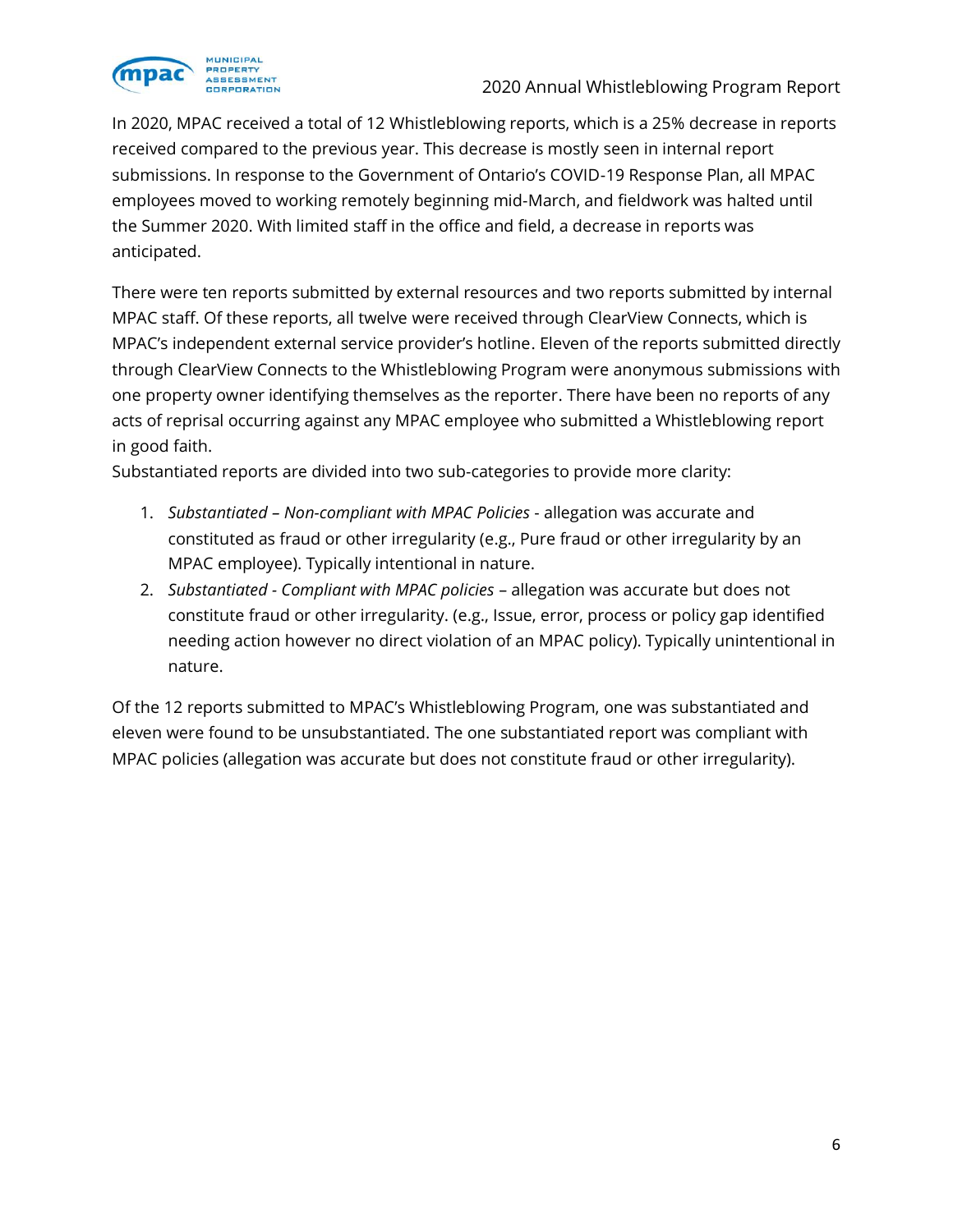In 2020, MPAC received a total of 12 Whistleblowing reports, which is a 25% decrease in reports received compared to the previous year. This decrease is mostly seen in internal report submissions. In response to the Government of Ontario's COVID-19 Response Plan, all MPAC employees moved to working remotely beginning mid-March, and fieldwork was halted until the Summer 2020. With limited staff in the office and field, a decrease in reports was anticipated.

There were ten reports submitted by external resources and two reports submitted by internal MPAC staff. Of these reports, all twelve were received through ClearView Connects, which is MPAC's independent external service provider's hotline. Eleven of the reports submitted directly through ClearView Connects to the Whistleblowing Program were anonymous submissions with one property owner identifying themselves as the reporter. There have been no reports of any acts of reprisal occurring against any MPAC employee who submitted a Whistleblowing report in good faith.

Substantiated reports are divided into two sub-categories to provide more clarity:

1. *Substantiated – Non-compliant with MPAC Policies* - allegation was accurate and constituted as fraud or other irregularity (e.g., Pure fraud or other irregularity by an MPAC employee). Typically intentional in nature.
2. *Substantiated - Compliant with MPAC policies* – allegation was accurate but does not constitute fraud or other irregularity. (e.g., Issue, error, process or policy gap identified needing action however no direct violation of an MPAC policy). Typically unintentional in nature.

Of the 12 reports submitted to MPAC's Whistleblowing Program, one was substantiated and eleven were found to be unsubstantiated. The one substantiated report was compliant with MPAC policies (allegation was accurate but does not constitute fraud or other irregularity).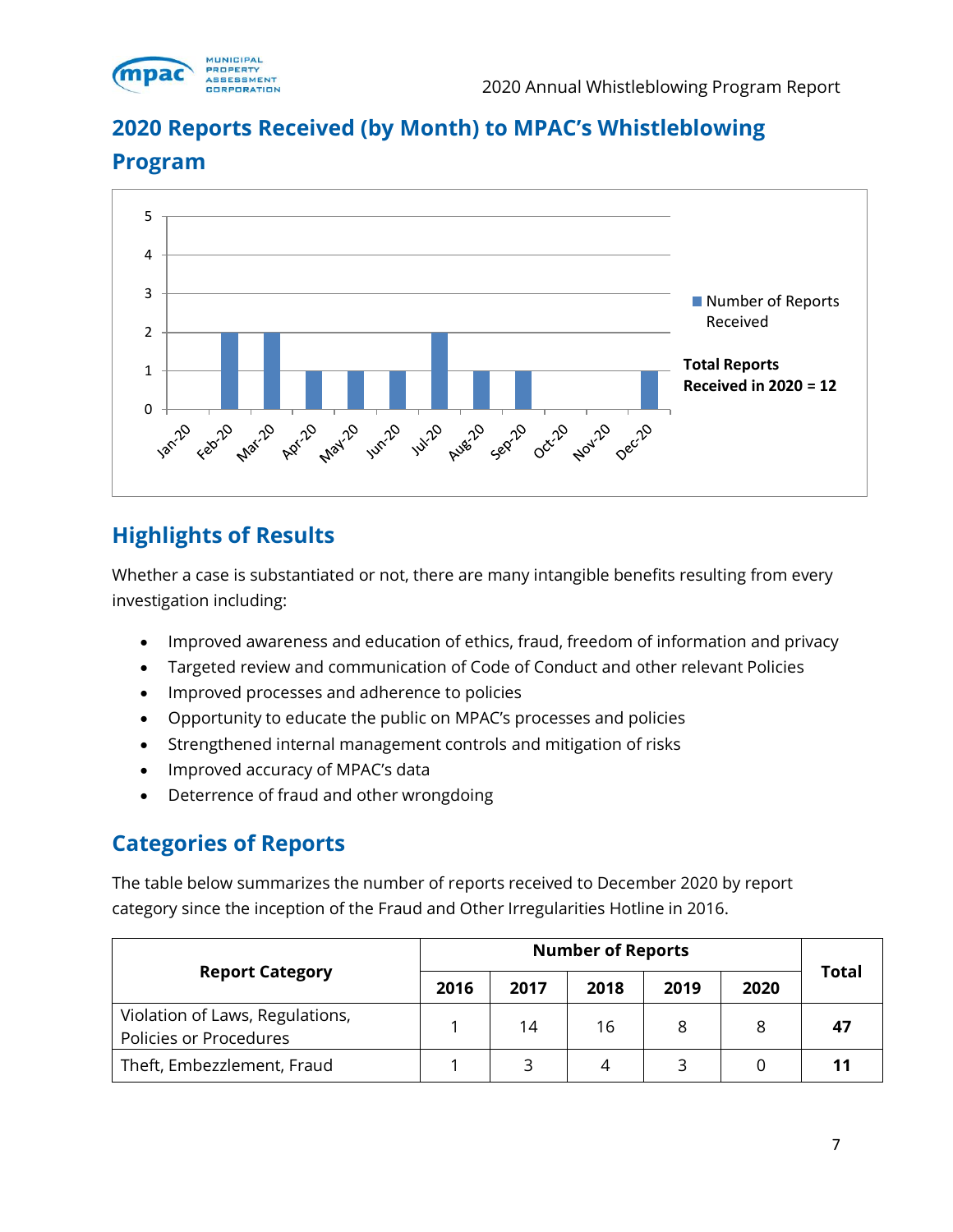## 2020 Reports Received (by Month) to MPAC's Whistleblowing Program

| Month | Number of Reports Received |
|---|---|
| Jan-20 | 0 |
| Feb-20 | 2 |
| Mar-20 | 2 |
| Apr-20 | 1 |
| May-20 | 1 |
| Jun-20 | 1 |
| Jul-20 | 2 |
| Aug-20 | 1 |
| Sep-20 | 1 |
| Oct-20 | 0 |
| Nov-20 | 0 |
| Dec-20 | 1 |

**Total Reports Received in 2020 = 12**

## Highlights of Results

Whether a case is substantiated or not, there are many intangible benefits resulting from every investigation including:

- Improved awareness and education of ethics, fraud, freedom of information and privacy
- Targeted review and communication of Code of Conduct and other relevant Policies
- Improved processes and adherence to policies
- Opportunity to educate the public on MPAC's processes and policies
- Strengthened internal management controls and mitigation of risks
- Improved accuracy of MPAC's data
- Deterrence of fraud and other wrongdoing

## Categories of Reports

The table below summarizes the number of reports received to December 2020 by report category since the inception of the Fraud and Other Irregularities Hotline in 2016.

| Report Category | Number of Reports | | | | | Total |
|---|---|---|---|---|---|---|
| | 2016 | 2017 | 2018 | 2019 | 2020 | |
| Violation of Laws, Regulations, Policies or Procedures | 1 | 14 | 16 | 8 | 8 | **47** |
| Theft, Embezzlement, Fraud | 1 | 3 | 4 | 3 | 0 | **11** |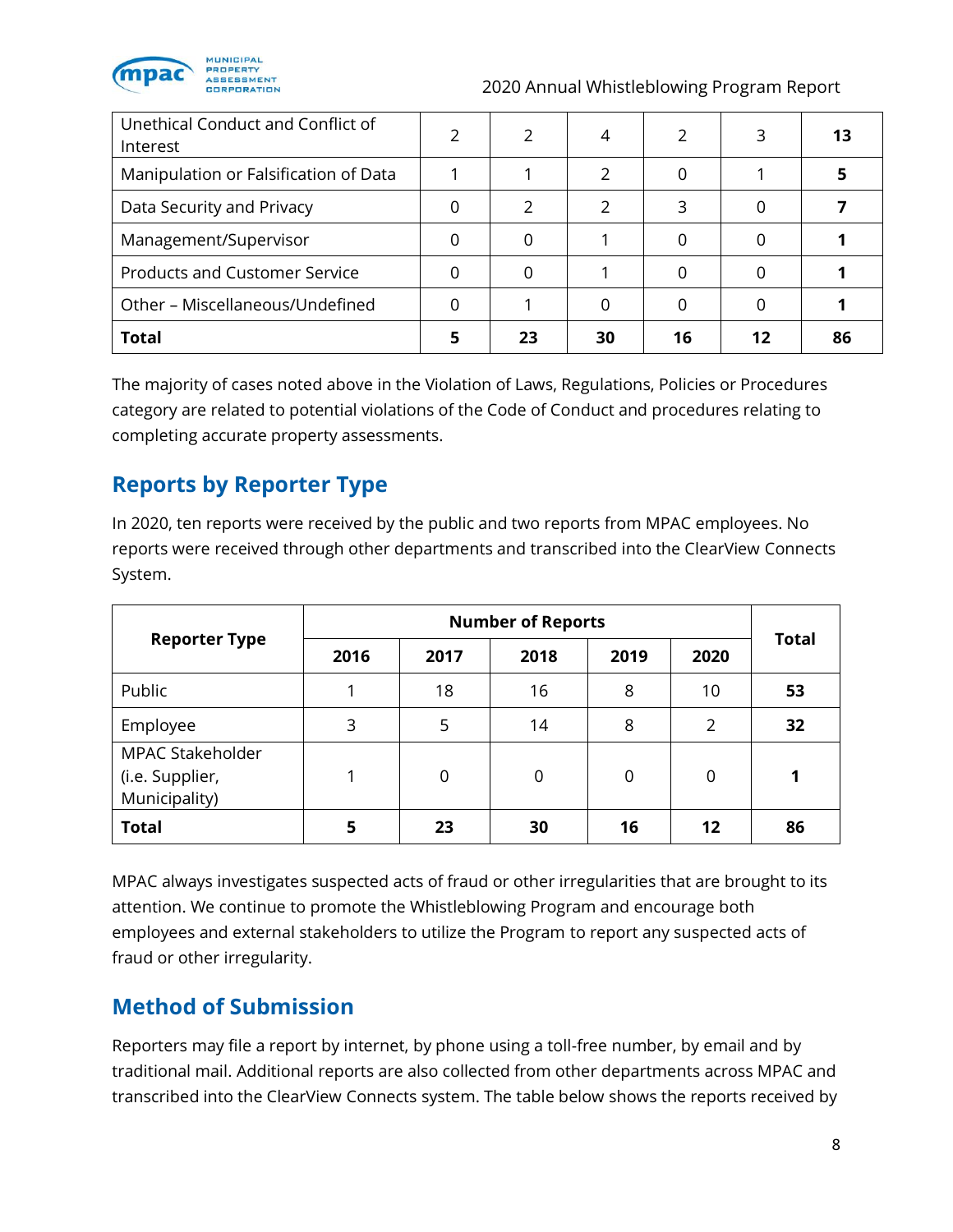| | | | | | | |
|---|---|---|---|---|---|---|
| Unethical Conduct and Conflict of Interest | 2 | 2 | 4 | 2 | 3 | **13** |
| Manipulation or Falsification of Data | 1 | 1 | 2 | 0 | 1 | **5** |
| Data Security and Privacy | 0 | 2 | 2 | 3 | 0 | **7** |
| Management/Supervisor | 0 | 0 | 1 | 0 | 0 | **1** |
| Products and Customer Service | 0 | 0 | 1 | 0 | 0 | **1** |
| Other – Miscellaneous/Undefined | 0 | 1 | 0 | 0 | 0 | **1** |
| **Total** | **5** | **23** | **30** | **16** | **12** | **86** |

The majority of cases noted above in the Violation of Laws, Regulations, Policies or Procedures category are related to potential violations of the Code of Conduct and procedures relating to completing accurate property assessments.

## Reports by Reporter Type

In 2020, ten reports were received by the public and two reports from MPAC employees. No reports were received through other departments and transcribed into the ClearView Connects System.

| Reporter Type | Number of Reports | | | | | Total |
|---|---|---|---|---|---|---|
| | 2016 | 2017 | 2018 | 2019 | 2020 | |
| Public | 1 | 18 | 16 | 8 | 10 | **53** |
| Employee | 3 | 5 | 14 | 8 | 2 | **32** |
| MPAC Stakeholder (i.e. Supplier, Municipality) | 1 | 0 | 0 | 0 | 0 | **1** |
| **Total** | **5** | **23** | **30** | **16** | **12** | **86** |

MPAC always investigates suspected acts of fraud or other irregularities that are brought to its attention. We continue to promote the Whistleblowing Program and encourage both employees and external stakeholders to utilize the Program to report any suspected acts of fraud or other irregularity.

## Method of Submission

Reporters may file a report by internet, by phone using a toll-free number, by email and by traditional mail. Additional reports are also collected from other departments across MPAC and transcribed into the ClearView Connects system. The table below shows the reports received by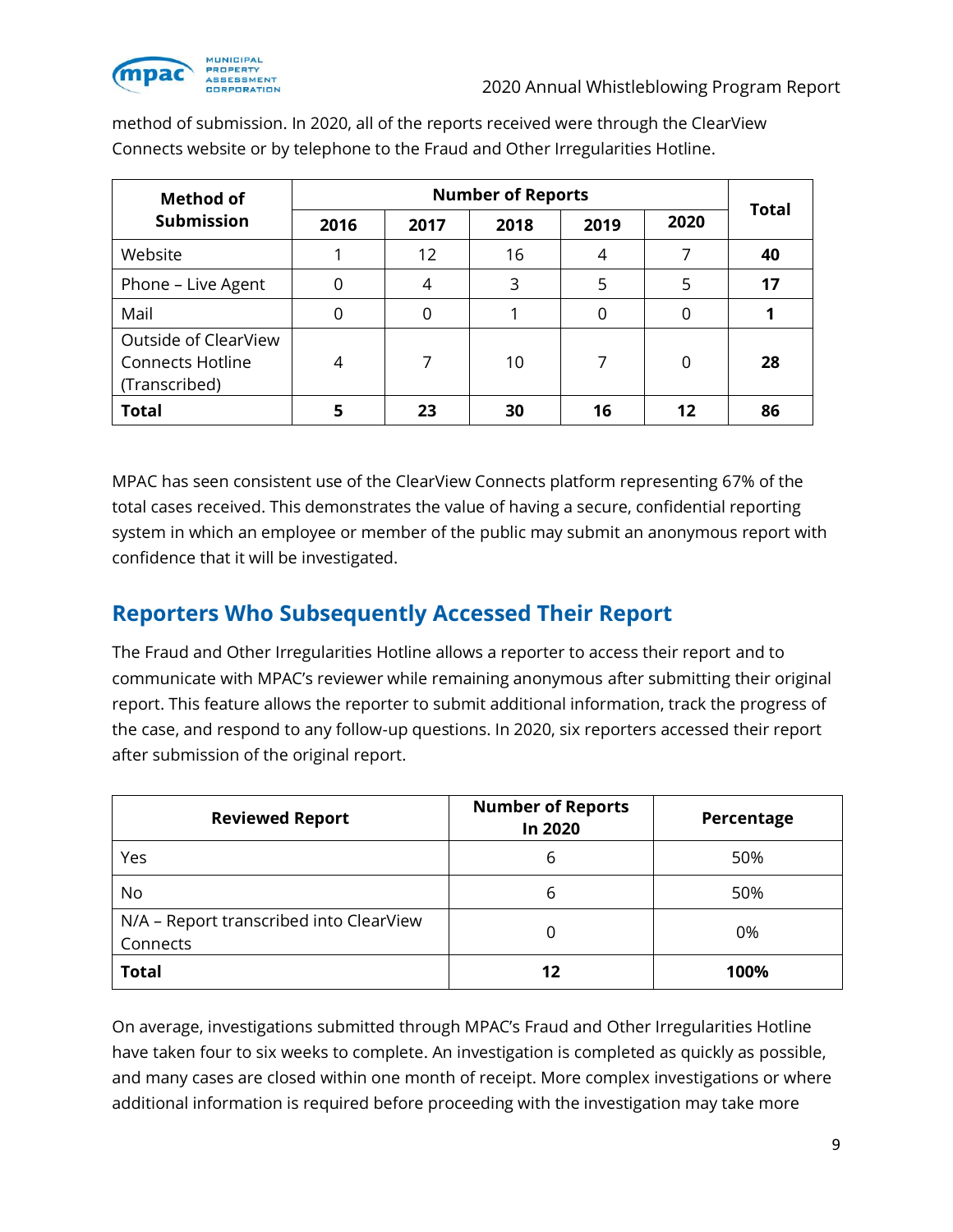method of submission. In 2020, all of the reports received were through the ClearView Connects website or by telephone to the Fraud and Other Irregularities Hotline.

| Method of Submission | Number of Reports | | | | | Total |
|---|---|---|---|---|---|---|
| | 2016 | 2017 | 2018 | 2019 | 2020 | |
| Website | 1 | 12 | 16 | 4 | 7 | **40** |
| Phone – Live Agent | 0 | 4 | 3 | 5 | 5 | **17** |
| Mail | 0 | 0 | 1 | 0 | 0 | **1** |
| Outside of ClearView Connects Hotline (Transcribed) | 4 | 7 | 10 | 7 | 0 | **28** |
| **Total** | **5** | **23** | **30** | **16** | **12** | **86** |

MPAC has seen consistent use of the ClearView Connects platform representing 67% of the total cases received. This demonstrates the value of having a secure, confidential reporting system in which an employee or member of the public may submit an anonymous report with confidence that it will be investigated.

## Reporters Who Subsequently Accessed Their Report

The Fraud and Other Irregularities Hotline allows a reporter to access their report and to communicate with MPAC's reviewer while remaining anonymous after submitting their original report. This feature allows the reporter to submit additional information, track the progress of the case, and respond to any follow-up questions. In 2020, six reporters accessed their report after submission of the original report.

| Reviewed Report | Number of Reports In 2020 | Percentage |
|---|---|---|
| Yes | 6 | 50% |
| No | 6 | 50% |
| N/A – Report transcribed into ClearView Connects | 0 | 0% |
| **Total** | **12** | **100%** |

On average, investigations submitted through MPAC's Fraud and Other Irregularities Hotline have taken four to six weeks to complete. An investigation is completed as quickly as possible, and many cases are closed within one month of receipt. More complex investigations or where additional information is required before proceeding with the investigation may take more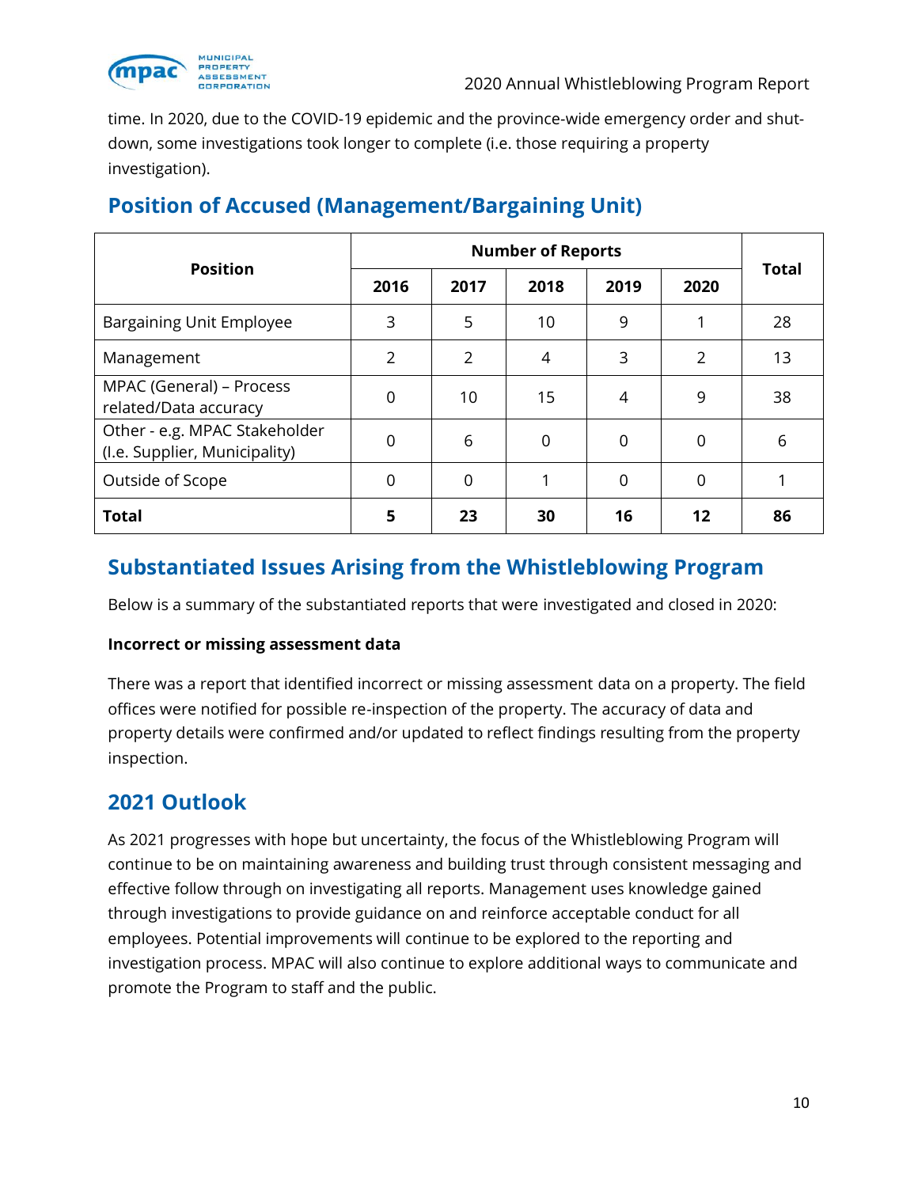time. In 2020, due to the COVID-19 epidemic and the province-wide emergency order and shut-down, some investigations took longer to complete (i.e. those requiring a property investigation).

## Position of Accused (Management/Bargaining Unit)

| Position | Number of Reports | | | | | Total |
|---|---|---|---|---|---|---|
| | 2016 | 2017 | 2018 | 2019 | 2020 | |
| Bargaining Unit Employee | 3 | 5 | 10 | 9 | 1 | 28 |
| Management | 2 | 2 | 4 | 3 | 2 | 13 |
| MPAC (General) – Process related/Data accuracy | 0 | 10 | 15 | 4 | 9 | 38 |
| Other - e.g. MPAC Stakeholder (I.e. Supplier, Municipality) | 0 | 6 | 0 | 0 | 0 | 6 |
| Outside of Scope | 0 | 0 | 1 | 0 | 0 | 1 |
| **Total** | **5** | **23** | **30** | **16** | **12** | **86** |

## Substantiated Issues Arising from the Whistleblowing Program

Below is a summary of the substantiated reports that were investigated and closed in 2020:

**Incorrect or missing assessment data**

There was a report that identified incorrect or missing assessment data on a property. The field offices were notified for possible re-inspection of the property. The accuracy of data and property details were confirmed and/or updated to reflect findings resulting from the property inspection.

## 2021 Outlook

As 2021 progresses with hope but uncertainty, the focus of the Whistleblowing Program will continue to be on maintaining awareness and building trust through consistent messaging and effective follow through on investigating all reports. Management uses knowledge gained through investigations to provide guidance on and reinforce acceptable conduct for all employees. Potential improvements will continue to be explored to the reporting and investigation process. MPAC will also continue to explore additional ways to communicate and promote the Program to staff and the public.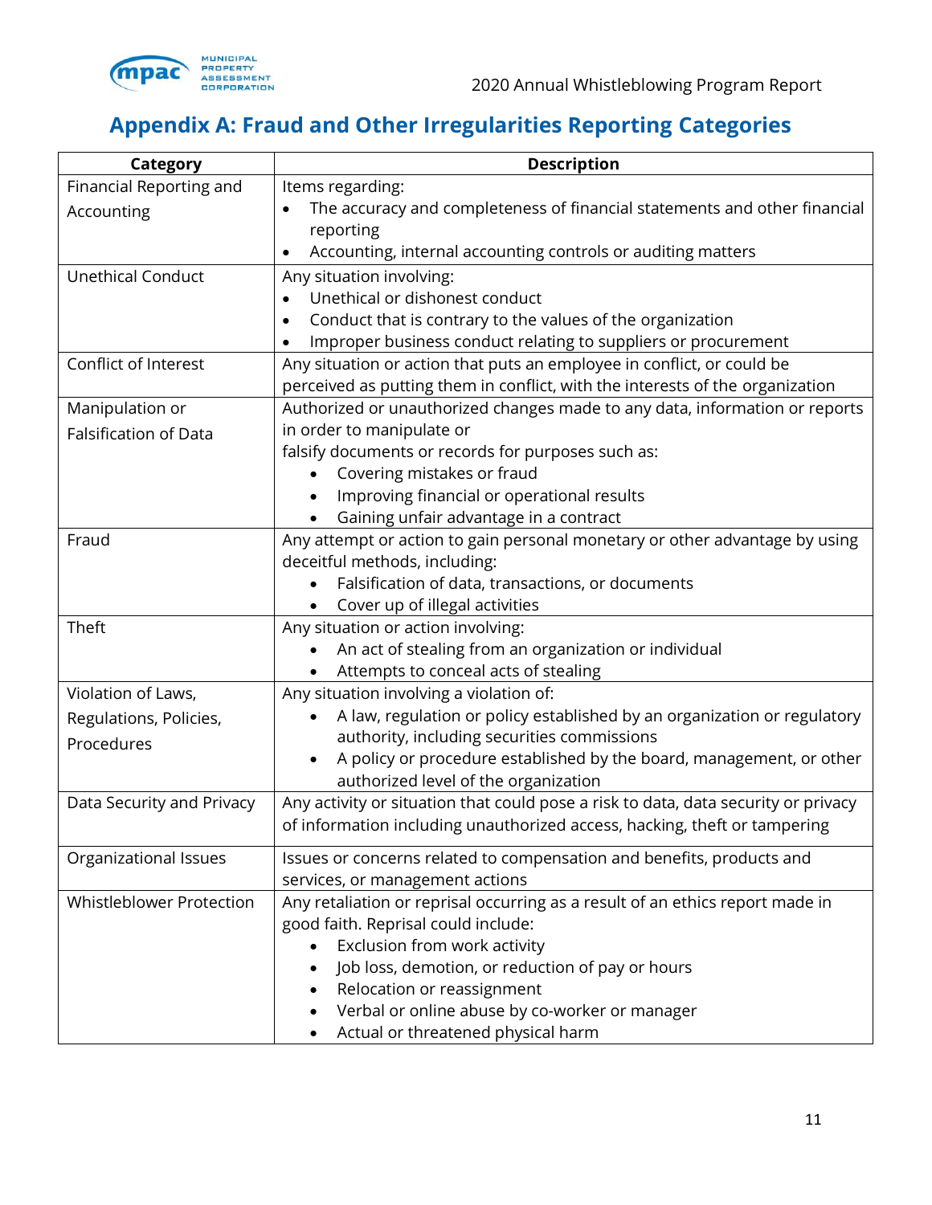## Appendix A: Fraud and Other Irregularities Reporting Categories

| Category | Description |
|---|---|
| Financial Reporting and Accounting | Items regarding: <br>• The accuracy and completeness of financial statements and other financial reporting <br>• Accounting, internal accounting controls or auditing matters |
| Unethical Conduct | Any situation involving: <br>• Unethical or dishonest conduct <br>• Conduct that is contrary to the values of the organization <br>• Improper business conduct relating to suppliers or procurement |
| Conflict of Interest | Any situation or action that puts an employee in conflict, or could be perceived as putting them in conflict, with the interests of the organization |
| Manipulation or Falsification of Data | Authorized or unauthorized changes made to any data, information or reports in order to manipulate or falsify documents or records for purposes such as: <br>• Covering mistakes or fraud <br>• Improving financial or operational results <br>• Gaining unfair advantage in a contract |
| Fraud | Any attempt or action to gain personal monetary or other advantage by using deceitful methods, including: <br>• Falsification of data, transactions, or documents <br>• Cover up of illegal activities |
| Theft | Any situation or action involving: <br>• An act of stealing from an organization or individual <br>• Attempts to conceal acts of stealing |
| Violation of Laws, Regulations, Policies, Procedures | Any situation involving a violation of: <br>• A law, regulation or policy established by an organization or regulatory authority, including securities commissions <br>• A policy or procedure established by the board, management, or other authorized level of the organization |
| Data Security and Privacy | Any activity or situation that could pose a risk to data, data security or privacy of information including unauthorized access, hacking, theft or tampering |
| Organizational Issues | Issues or concerns related to compensation and benefits, products and services, or management actions |
| Whistleblower Protection | Any retaliation or reprisal occurring as a result of an ethics report made in good faith. Reprisal could include: <br>• Exclusion from work activity <br>• Job loss, demotion, or reduction of pay or hours <br>• Relocation or reassignment <br>• Verbal or online abuse by co-worker or manager <br>• Actual or threatened physical harm |